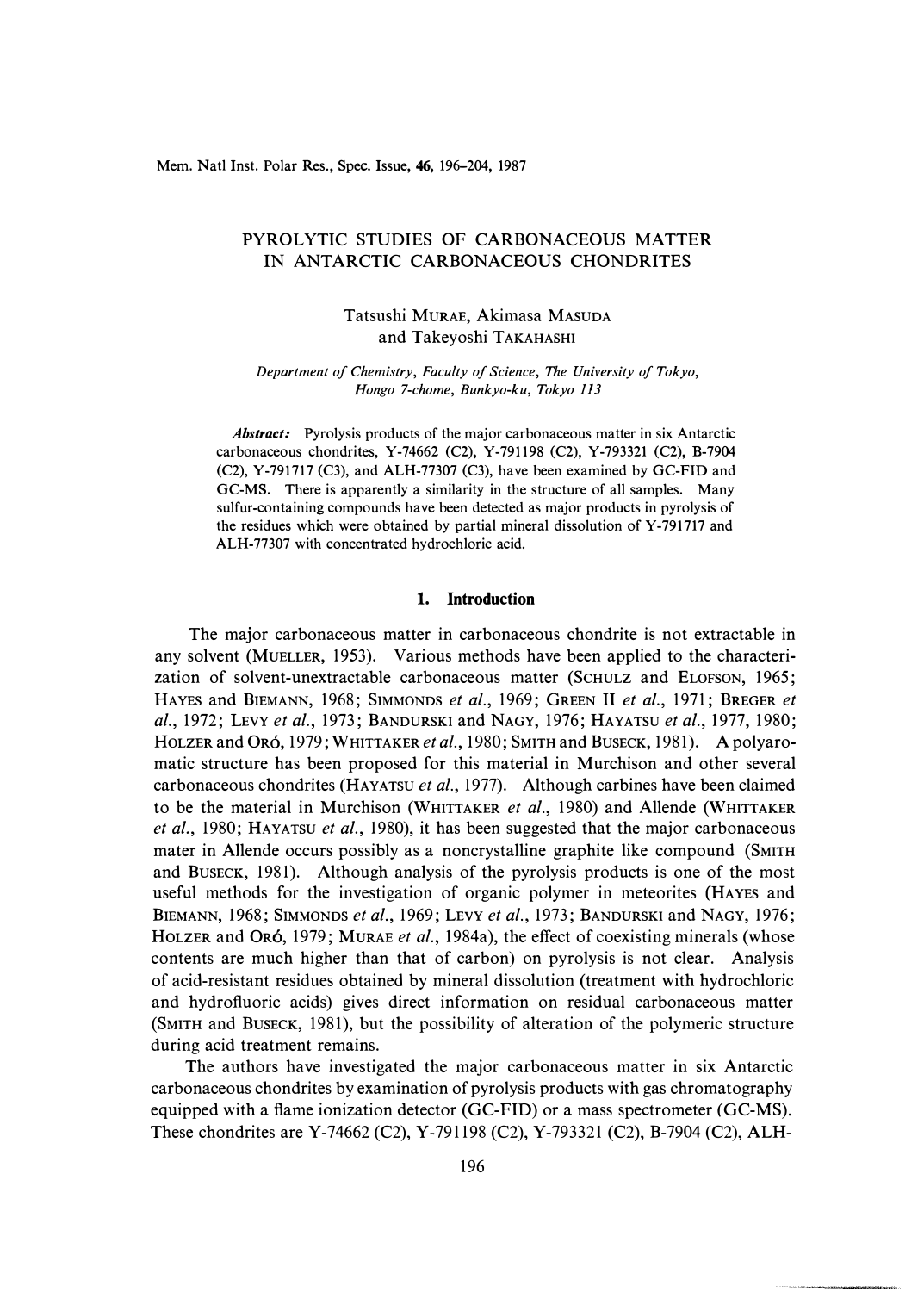# PYROLYTIC STUDIES OF CARBONACEOUS MATTER IN ANTARCTIC CARBONACEOUS CHONDRITES

Tatsushi MURAE, Akimasa MASUDA and Takeyoshi TAKAHASHI

*Department of Chemistry, Faculty of Science, The University of Tokyo, Hongo 7-chome, Bunkyo-ku, Tokyo 113*

***Abstract:*** Pyrolysis products of the major carbonaceous matter in six Antarctic carbonaceous chondrites, Y-74662 (C2), Y-791198 (C2), Y-793321 (C2), B-7904 (C2), Y-791717 (C3), and ALH-77307 (C3), have been examined by GC-FID and GC-MS. There is apparently a similarity in the structure of all samples. Many sulfur-containing compounds have been detected as major products in pyrolysis of the residues which were obtained by partial mineral dissolution of Y-791717 and ALH-77307 with concentrated hydrochloric acid.

## 1. Introduction

The major carbonaceous matter in carbonaceous chondrite is not extractable in any solvent (MUELLER, 1953). Various methods have been applied to the characterization of solvent-unextractable carbonaceous matter (SCHULZ and ELOFSON, 1965; HAYES and BIEMANN, 1968; SIMMONDS *et al.*, 1969; GREEN II *et al.*, 1971; BREGER *et al.*, 1972; LEVY *et al.*, 1973; BANDURSKI and NAGY, 1976; HAYATSU *et al.*, 1977, 1980; HOLZER and ORÓ, 1979; WHITTAKER *et al.*, 1980; SMITH and BUSECK, 1981). A polyaromatic structure has been proposed for this material in Murchison and other several carbonaceous chondrites (HAYATSU *et al.*, 1977). Although carbines have been claimed to be the material in Murchison (WHITTAKER *et al.*, 1980) and Allende (WHITTAKER *et al.*, 1980; HAYATSU *et al.*, 1980), it has been suggested that the major carbonaceous mater in Allende occurs possibly as a noncrystalline graphite like compound (SMITH and BUSECK, 1981). Although analysis of the pyrolysis products is one of the most useful methods for the investigation of organic polymer in meteorites (HAYES and BIEMANN, 1968; SIMMONDS *et al.*, 1969; LEVY *et al.*, 1973; BANDURSKI and NAGY, 1976; HOLZER and ORÓ, 1979; MURAE *et al.*, 1984a), the effect of coexisting minerals (whose contents are much higher than that of carbon) on pyrolysis is not clear. Analysis of acid-resistant residues obtained by mineral dissolution (treatment with hydrochloric and hydrofluoric acids) gives direct information on residual carbonaceous matter (SMITH and BUSECK, 1981), but the possibility of alteration of the polymeric structure during acid treatment remains.

The authors have investigated the major carbonaceous matter in six Antarctic carbonaceous chondrites by examination of pyrolysis products with gas chromatography equipped with a flame ionization detector (GC-FID) or a mass spectrometer (GC-MS). These chondrites are Y-74662 (C2), Y-791198 (C2), Y-793321 (C2), B-7904 (C2), ALH-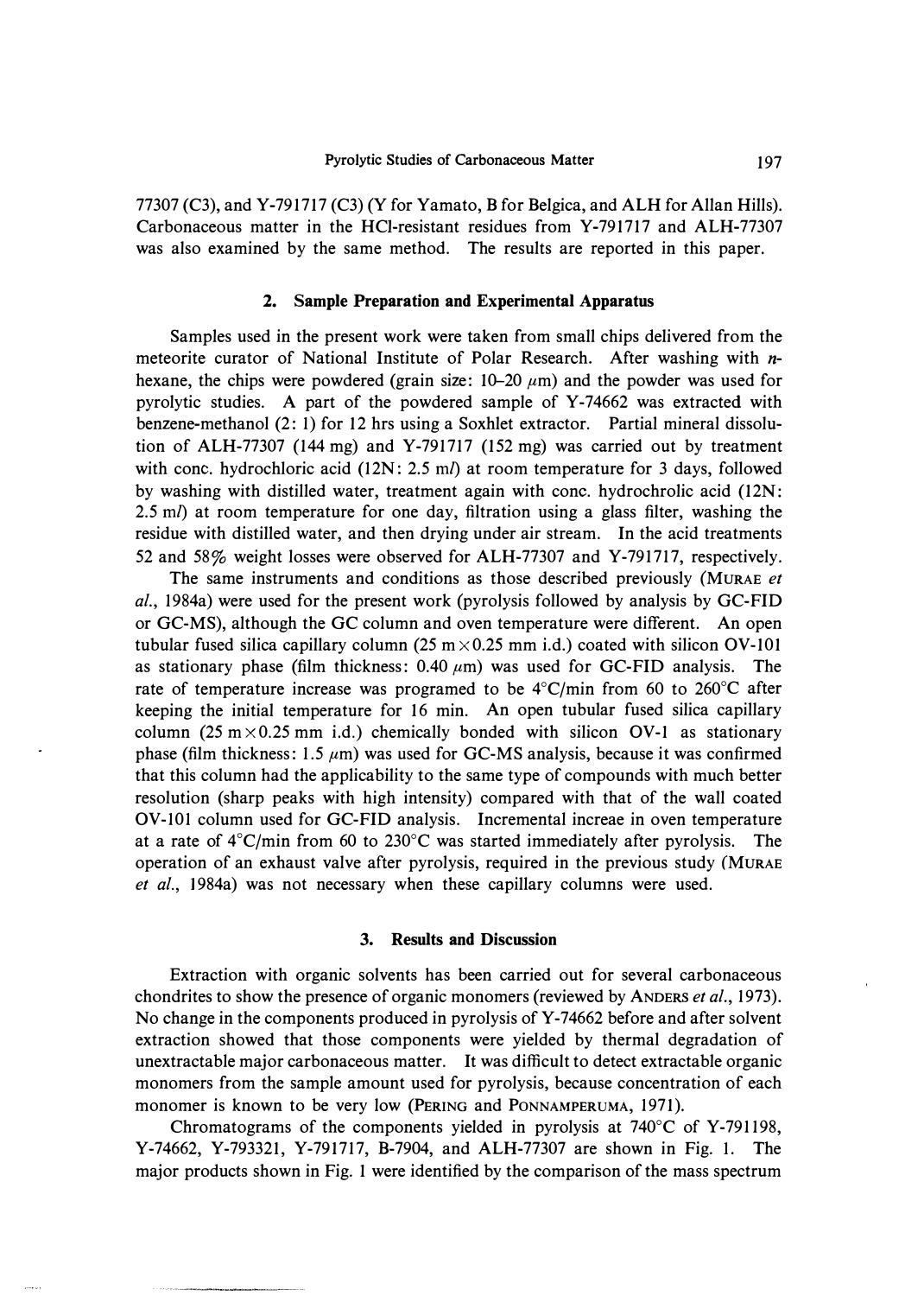77307 (C3), and Y-791717 (C3) (Y for Yamato, B for Belgica, and ALH for Allan Hills). Carbonaceous matter in the HCl-resistant residues from Y-791717 and ALH-77307 was also examined by the same method. The results are reported in this paper.

## 2. Sample Preparation and Experimental Apparatus

Samples used in the present work were taken from small chips delivered from the meteorite curator of National Institute of Polar Research. After washing with *n*-hexane, the chips were powdered (grain size: 10–20 $\mu$m) and the powder was used for pyrolytic studies. A part of the powdered sample of Y-74662 was extracted with benzene-methanol (2: 1) for 12 hrs using a Soxhlet extractor. Partial mineral dissolution of ALH-77307 (144 mg) and Y-791717 (152 mg) was carried out by treatment with conc. hydrochloric acid (12N: 2.5 m*l*) at room temperature for 3 days, followed by washing with distilled water, treatment again with conc. hydrochrolic acid (12N: 2.5 m*l*) at room temperature for one day, filtration using a glass filter, washing the residue with distilled water, and then drying under air stream. In the acid treatments 52 and 58% weight losses were observed for ALH-77307 and Y-791717, respectively.

The same instruments and conditions as those described previously (Murae *et al.*, 1984a) were used for the present work (pyrolysis followed by analysis by GC-FID or GC-MS), although the GC column and oven temperature were different. An open tubular fused silica capillary column (25 m $\times$ 0.25 mm i.d.) coated with silicon OV-101 as stationary phase (film thickness: 0.40 $\mu$m) was used for GC-FID analysis. The rate of temperature increase was programed to be 4°C/min from 60 to 260°C after keeping the initial temperature for 16 min. An open tubular fused silica capillary column (25 m $\times$ 0.25 mm i.d.) chemically bonded with silicon OV-1 as stationary phase (film thickness: 1.5 $\mu$m) was used for GC-MS analysis, because it was confirmed that this column had the applicability to the same type of compounds with much better resolution (sharp peaks with high intensity) compared with that of the wall coated OV-101 column used for GC-FID analysis. Incremental increae in oven temperature at a rate of 4°C/min from 60 to 230°C was started immediately after pyrolysis. The operation of an exhaust valve after pyrolysis, required in the previous study (Murae *et al.*, 1984a) was not necessary when these capillary columns were used.

## 3. Results and Discussion

Extraction with organic solvents has been carried out for several carbonaceous chondrites to show the presence of organic monomers (reviewed by Anders *et al.*, 1973). No change in the components produced in pyrolysis of Y-74662 before and after solvent extraction showed that those components were yielded by thermal degradation of unextractable major carbonaceous matter. It was difficult to detect extractable organic monomers from the sample amount used for pyrolysis, because concentration of each monomer is known to be very low (Pering and Ponnamperuma, 1971).

Chromatograms of the components yielded in pyrolysis at 740°C of Y-791198, Y-74662, Y-793321, Y-791717, B-7904, and ALH-77307 are shown in Fig. 1. The major products shown in Fig. 1 were identified by the comparison of the mass spectrum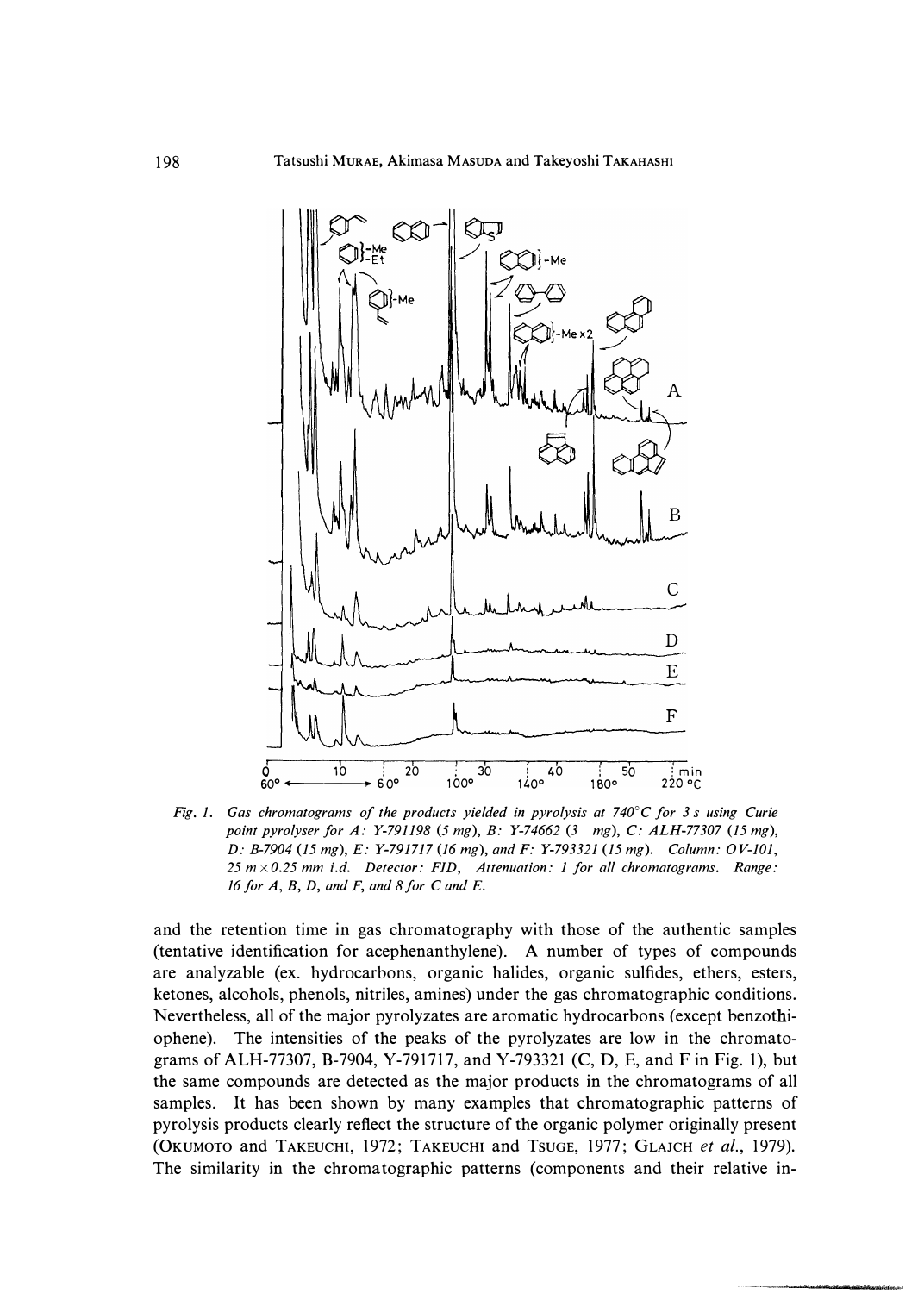*Fig. 1. Gas chromatograms of the products yielded in pyrolysis at 740°C for 3 s using Curie point pyrolyser for A: Y-791198 (5 mg), B: Y-74662 (3 mg), C: ALH-77307 (15 mg), D: B-7904 (15 mg), E: Y-791717 (16 mg), and F: Y-793321 (15 mg). Column: OV-101, 25 m×0.25 mm i.d. Detector: FID, Attenuation: 1 for all chromatograms. Range: 16 for A, B, D, and F, and 8 for C and E.*

and the retention time in gas chromatography with those of the authentic samples (tentative identification for acephenanthylene). A number of types of compounds are analyzable (ex. hydrocarbons, organic halides, organic sulfides, ethers, esters, ketones, alcohols, phenols, nitriles, amines) under the gas chromatographic conditions. Nevertheless, all of the major pyrolyzates are aromatic hydrocarbons (except benzothiophene). The intensities of the peaks of the pyrolyzates are low in the chromatograms of ALH-77307, B-7904, Y-791717, and Y-793321 (C, D, E, and F in Fig. 1), but the same compounds are detected as the major products in the chromatograms of all samples. It has been shown by many examples that chromatographic patterns of pyrolysis products clearly reflect the structure of the organic polymer originally present (OKUMOTO and TAKEUCHI, 1972; TAKEUCHI and TSUGE, 1977; GLAJCH *et al.*, 1979). The similarity in the chromatographic patterns (components and their relative in-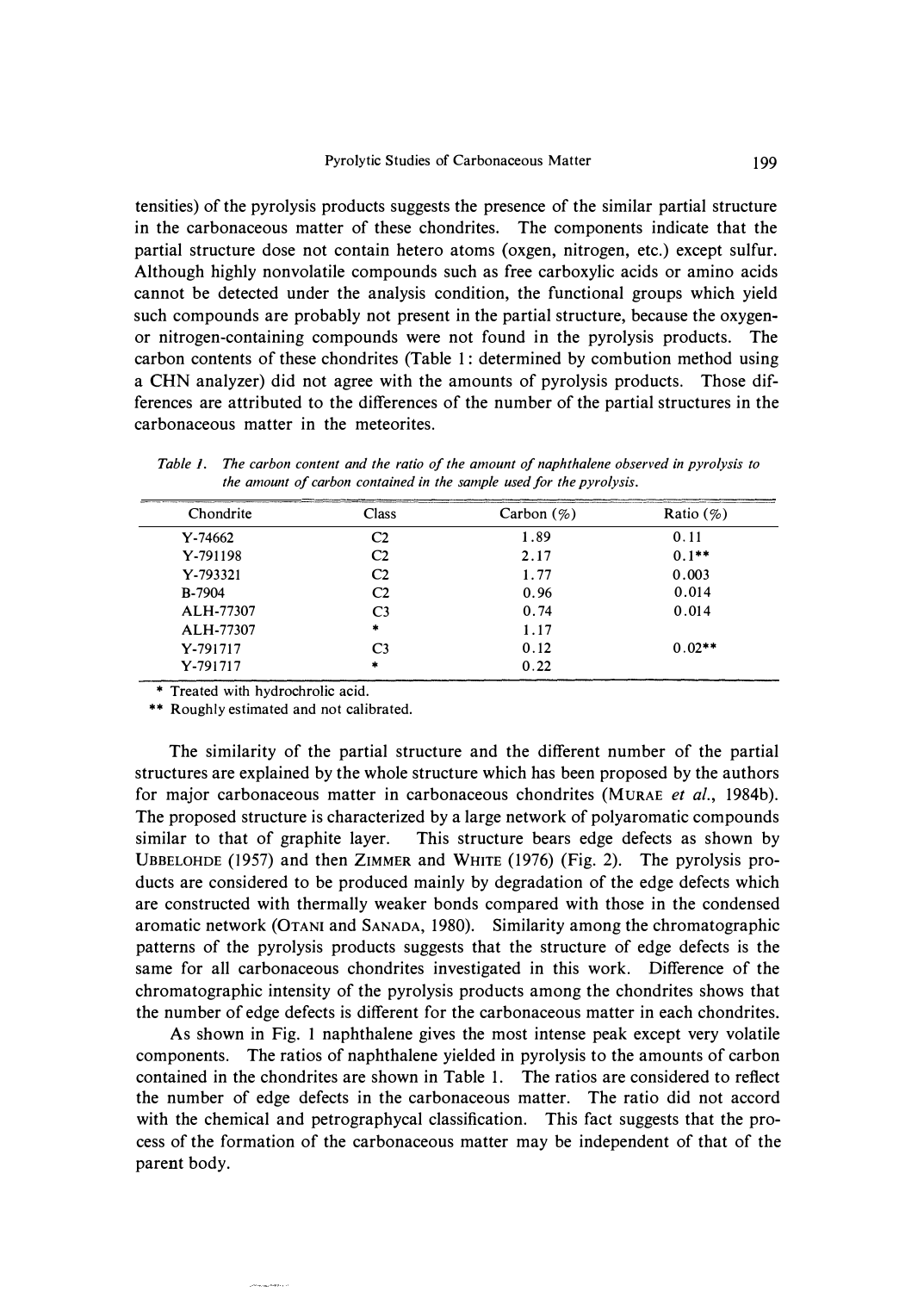tensities) of the pyrolysis products suggests the presence of the similar partial structure in the carbonaceous matter of these chondrites. The components indicate that the partial structure dose not contain hetero atoms (oxgen, nitrogen, etc.) except sulfur. Although highly nonvolatile compounds such as free carboxylic acids or amino acids cannot be detected under the analysis condition, the functional groups which yield such compounds are probably not present in the partial structure, because the oxygen- or nitrogen-containing compounds were not found in the pyrolysis products. The carbon contents of these chondrites (Table 1: determined by combution method using a CHN analyzer) did not agree with the amounts of pyrolysis products. Those differences are attributed to the differences of the number of the partial structures in the carbonaceous matter in the meteorites.

*Table 1. The carbon content and the ratio of the amount of naphthalene observed in pyrolysis to the amount of carbon contained in the sample used for the pyrolysis.*

| Chondrite | Class | Carbon (%) | Ratio (%) |
|---|---|---|---|
| Y-74662 | C2 | 1.89 | 0.11 |
| Y-791198 | C2 | 2.17 | 0.1** |
| Y-793321 | C2 | 1.77 | 0.003 |
| B-7904 | C2 | 0.96 | 0.014 |
| ALH-77307 | C3 | 0.74 | 0.014 |
| ALH-77307 | * | 1.17 | |
| Y-791717 | C3 | 0.12 | 0.02** |
| Y-791717 | * | 0.22 | |

\* Treated with hydrochrolic acid.

\*\* Roughly estimated and not calibrated.

The similarity of the partial structure and the different number of the partial structures are explained by the whole structure which has been proposed by the authors for major carbonaceous matter in carbonaceous chondrites (Murae *et al.*, 1984b). The proposed structure is characterized by a large network of polyaromatic compounds similar to that of graphite layer. This structure bears edge defects as shown by Ubbelohde (1957) and then Zimmer and White (1976) (Fig. 2). The pyrolysis products are considered to be produced mainly by degradation of the edge defects which are constructed with thermally weaker bonds compared with those in the condensed aromatic network (Otani and Sanada, 1980). Similarity among the chromatographic patterns of the pyrolysis products suggests that the structure of edge defects is the same for all carbonaceous chondrites investigated in this work. Difference of the chromatographic intensity of the pyrolysis products among the chondrites shows that the number of edge defects is different for the carbonaceous matter in each chondrites.

As shown in Fig. 1 naphthalene gives the most intense peak except very volatile components. The ratios of naphthalene yielded in pyrolysis to the amounts of carbon contained in the chondrites are shown in Table 1. The ratios are considered to reflect the number of edge defects in the carbonaceous matter. The ratio did not accord with the chemical and petrographycal classification. This fact suggests that the process of the formation of the carbonaceous matter may be independent of that of the parent body.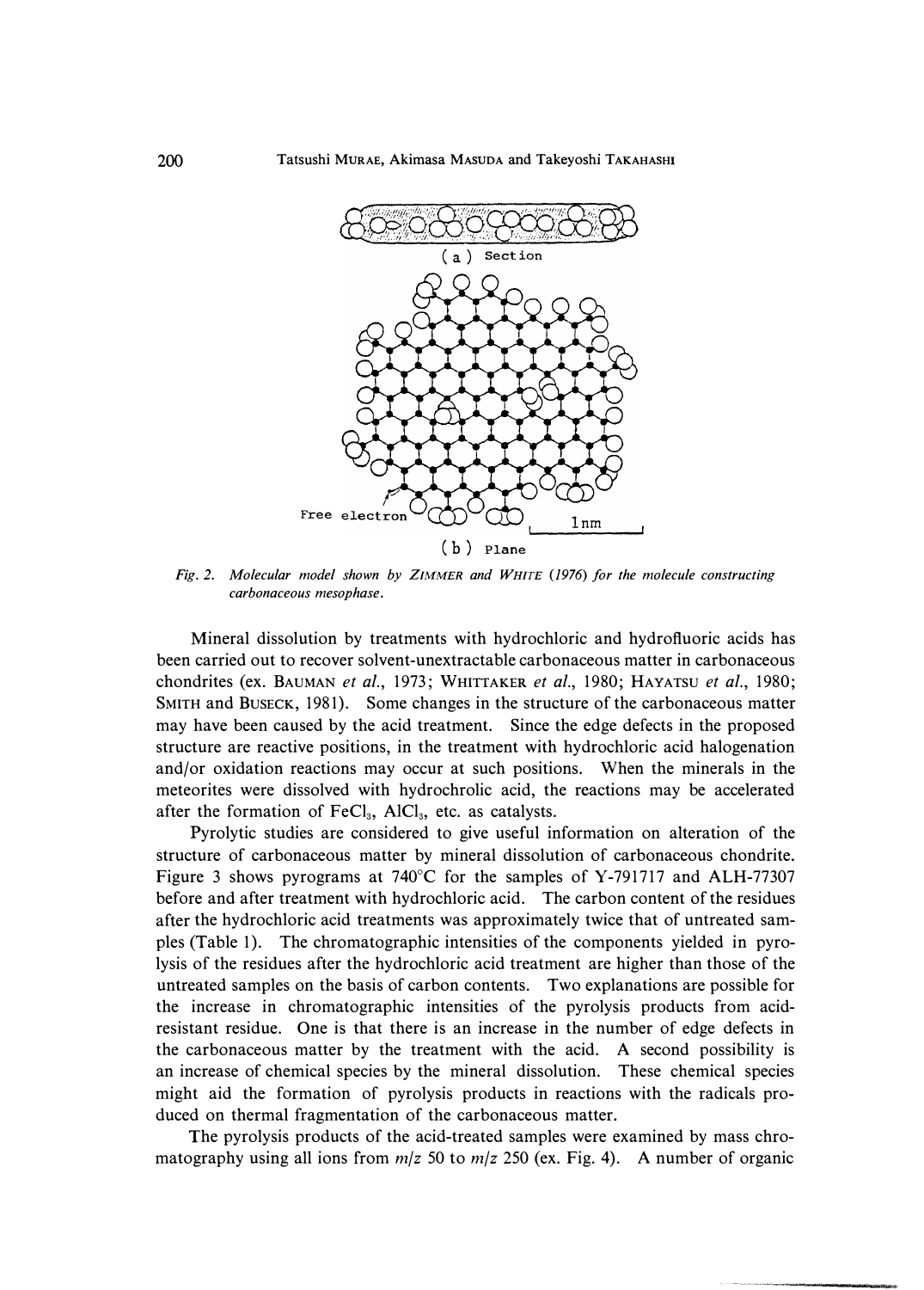*Fig. 2. Molecular model shown by* ZIMMER *and* WHITE *(1976) for the molecule constructing carbonaceous mesophase.*

Mineral dissolution by treatments with hydrochloric and hydrofluoric acids has been carried out to recover solvent-unextractable carbonaceous matter in carbonaceous chondrites (ex. BAUMAN *et al.*, 1973; WHITTAKER *et al.*, 1980; HAYATSU *et al.*, 1980; SMITH and BUSECK, 1981). Some changes in the structure of the carbonaceous matter may have been caused by the acid treatment. Since the edge defects in the proposed structure are reactive positions, in the treatment with hydrochloric acid halogenation and/or oxidation reactions may occur at such positions. When the minerals in the meteorites were dissolved with hydrochrolic acid, the reactions may be accelerated after the formation of $FeCl_3$, $AlCl_3$, etc. as catalysts.

Pyrolytic studies are considered to give useful information on alteration of the structure of carbonaceous matter by mineral dissolution of carbonaceous chondrite. Figure 3 shows pyrograms at 740°C for the samples of Y-791717 and ALH-77307 before and after treatment with hydrochloric acid. The carbon content of the residues after the hydrochloric acid treatments was approximately twice that of untreated samples (Table 1). The chromatographic intensities of the components yielded in pyrolysis of the residues after the hydrochloric acid treatment are higher than those of the untreated samples on the basis of carbon contents. Two explanations are possible for the increase in chromatographic intensities of the pyrolysis products from acid-resistant residue. One is that there is an increase in the number of edge defects in the carbonaceous matter by the treatment with the acid. A second possibility is an increase of chemical species by the mineral dissolution. These chemical species might aid the formation of pyrolysis products in reactions with the radicals produced on thermal fragmentation of the carbonaceous matter.

The pyrolysis products of the acid-treated samples were examined by mass chromatography using all ions from $m/z$ 50 to $m/z$ 250 (ex. Fig. 4). A number of organic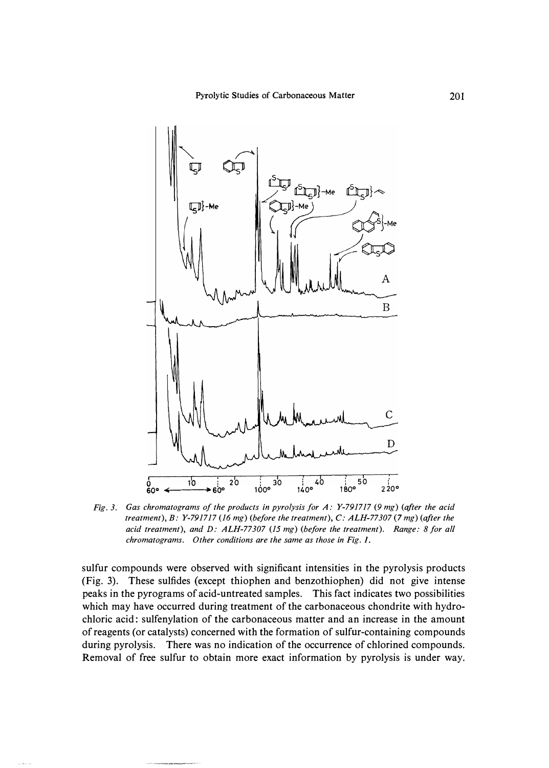*Fig. 3. Gas chromatograms of the products in pyrolysis for A: Y-791717 (9 mg) (after the acid treatment), B: Y-791717 (16 mg) (before the treatment), C: ALH-77307 (7 mg) (after the acid treatment), and D: ALH-77307 (15 mg) (before the treatment). Range: 8 for all chromatograms. Other conditions are the same as those in Fig. 1.*

sulfur compounds were observed with significant intensities in the pyrolysis products (Fig. 3). These sulfides (except thiophen and benzothiophen) did not give intense peaks in the pyrograms of acid-untreated samples. This fact indicates two possibilities which may have occurred during treatment of the carbonaceous chondrite with hydrochloric acid: sulfenylation of the carbonaceous matter and an increase in the amount of reagents (or catalysts) concerned with the formation of sulfur-containing compounds during pyrolysis. There was no indication of the occurrence of chlorined compounds. Removal of free sulfur to obtain more exact information by pyrolysis is under way.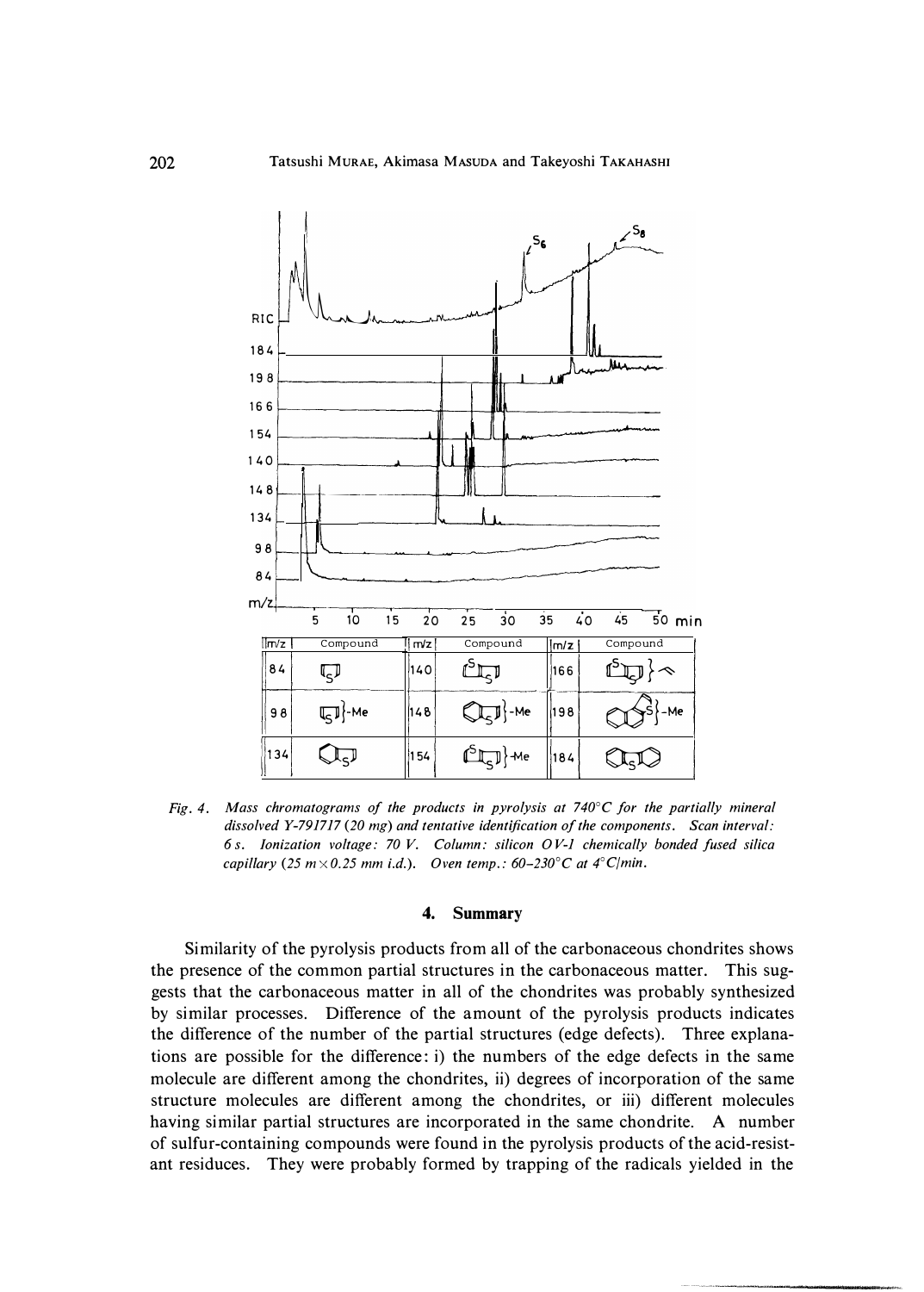| m/z | Compound | m/z | Compound | m/z | Compound |
| --- | --- | --- | --- | --- | --- |
| 84 | | 140 | | 166 | |
| 98 | -Me | 148 | -Me | 198 | -Me |
| 134 | | 154 | -Me | 184 | |

*Fig. 4. Mass chromatograms of the products in pyrolysis at 740°C for the partially mineral dissolved Y-791717 (20 mg) and tentative identification of the components. Scan interval: 6 s. Ionization voltage: 70 V. Column: silicon OV-1 chemically bonded fused silica capillary (25 m×0.25 mm i.d.). Oven temp.: 60–230°C at 4°C/min.*

## 4. Summary

Similarity of the pyrolysis products from all of the carbonaceous chondrites shows the presence of the common partial structures in the carbonaceous matter. This suggests that the carbonaceous matter in all of the chondrites was probably synthesized by similar processes. Difference of the amount of the pyrolysis products indicates the difference of the number of the partial structures (edge defects). Three explanations are possible for the difference: i) the numbers of the edge defects in the same molecule are different among the chondrites, ii) degrees of incorporation of the same structure molecules are different among the chondrites, or iii) different molecules having similar partial structures are incorporated in the same chondrite. A number of sulfur-containing compounds were found in the pyrolysis products of the acid-resistant residuces. They were probably formed by trapping of the radicals yielded in the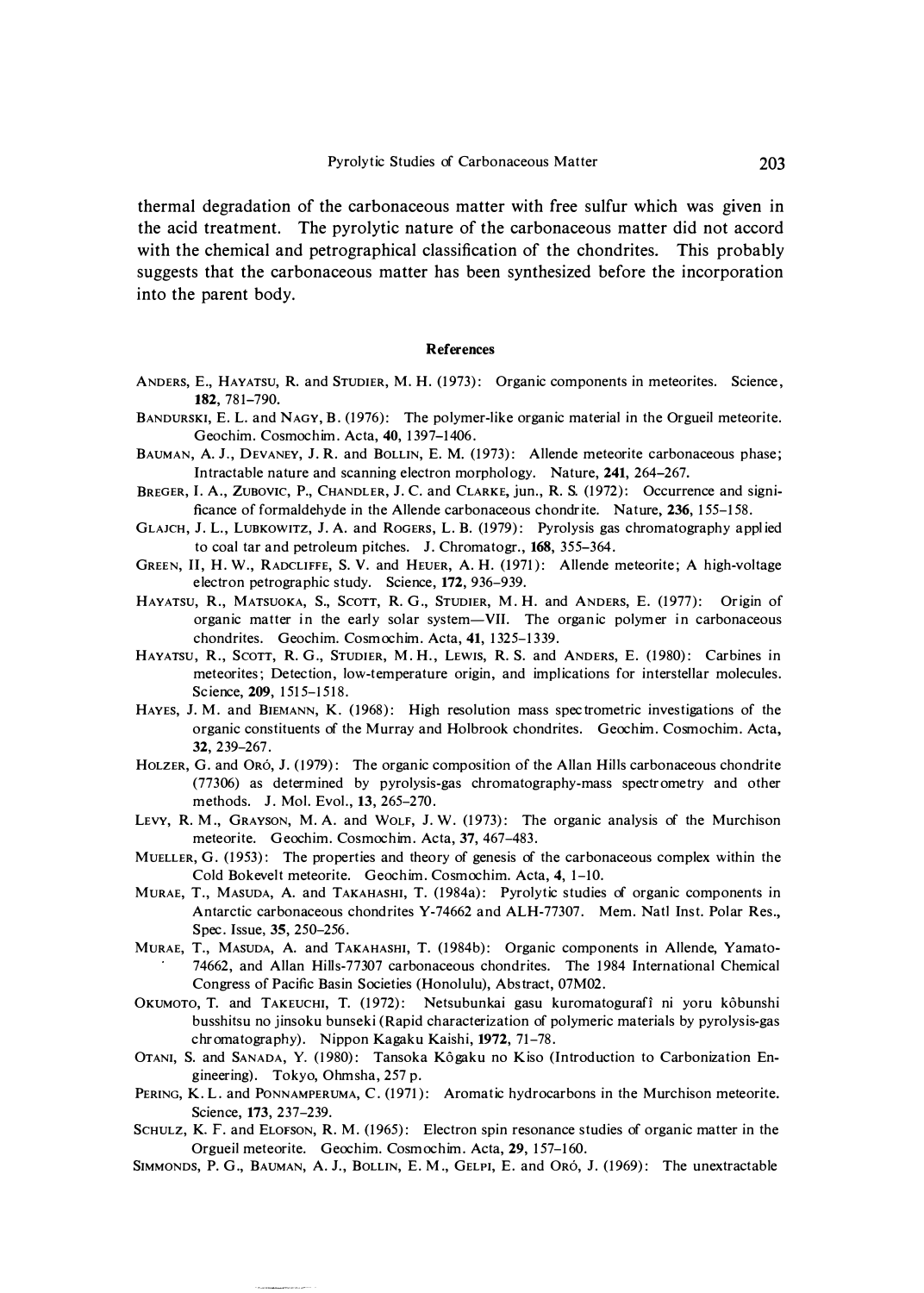thermal degradation of the carbonaceous matter with free sulfur which was given in the acid treatment. The pyrolytic nature of the carbonaceous matter did not accord with the chemical and petrographical classification of the chondrites. This probably suggests that the carbonaceous matter has been synthesized before the incorporation into the parent body.

## References

ANDERS, E., HAYATSU, R. and STUDIER, M. H. (1973): Organic components in meteorites. Science, **182**, 781–790.

BANDURSKI, E. L. and NAGY, B. (1976): The polymer-like organic material in the Orgueil meteorite. Geochim. Cosmochim. Acta, **40**, 1397–1406.

BAUMAN, A. J., DEVANEY, J. R. and BOLLIN, E. M. (1973): Allende meteorite carbonaceous phase; Intractable nature and scanning electron morphology. Nature, **241**, 264–267.

BREGER, I. A., ZUBOVIC, P., CHANDLER, J. C. and CLARKE, jun., R. S. (1972): Occurrence and significance of formaldehyde in the Allende carbonaceous chondrite. Nature, **236**, 155–158.

GLAJCH, J. L., LUBKOWITZ, J. A. and ROGERS, L. B. (1979): Pyrolysis gas chromatography applied to coal tar and petroleum pitches. J. Chromatogr., **168**, 355–364.

GREEN, II, H. W., RADCLIFFE, S. V. and HEUER, A. H. (1971): Allende meteorite; A high-voltage electron petrographic study. Science, **172**, 936–939.

HAYATSU, R., MATSUOKA, S., SCOTT, R. G., STUDIER, M. H. and ANDERS, E. (1977): Origin of organic matter in the early solar system—VII. The organic polymer in carbonaceous chondrites. Geochim. Cosmochim. Acta, **41**, 1325–1339.

HAYATSU, R., SCOTT, R. G., STUDIER, M. H., LEWIS, R. S. and ANDERS, E. (1980): Carbines in meteorites; Detection, low-temperature origin, and implications for interstellar molecules. Science, **209**, 1515–1518.

HAYES, J. M. and BIEMANN, K. (1968): High resolution mass spectrometric investigations of the organic constituents of the Murray and Holbrook chondrites. Geochim. Cosmochim. Acta, **32**, 239–267.

HOLZER, G. and ORÓ, J. (1979): The organic composition of the Allan Hills carbonaceous chondrite (77306) as determined by pyrolysis-gas chromatography-mass spectrometry and other methods. J. Mol. Evol., **13**, 265–270.

LEVY, R. M., GRAYSON, M. A. and WOLF, J. W. (1973): The organic analysis of the Murchison meteorite. Geochim. Cosmochim. Acta, **37**, 467–483.

MUELLER, G. (1953): The properties and theory of genesis of the carbonaceous complex within the Cold Bokevelt meteorite. Geochim. Cosmochim. Acta, **4**, 1–10.

MURAE, T., MASUDA, A. and TAKAHASHI, T. (1984a): Pyrolytic studies of organic components in Antarctic carbonaceous chondrites Y-74662 and ALH-77307. Mem. Natl Inst. Polar Res., Spec. Issue, **35**, 250–256.

MURAE, T., MASUDA, A. and TAKAHASHI, T. (1984b): Organic components in Allende, Yamato-74662, and Allan Hills-77307 carbonaceous chondrites. The 1984 International Chemical Congress of Pacific Basin Societies (Honolulu), Abstract, 07M02.

OKUMOTO, T. and TAKEUCHI, T. (1972): Netsubunkai gasu kuromatogurafî ni yoru kôbunshi busshitsu no jinsoku bunseki (Rapid characterization of polymeric materials by pyrolysis-gas chromatography). Nippon Kagaku Kaishi, **1972**, 71–78.

OTANI, S. and SANADA, Y. (1980): Tansoka Kôgaku no Kiso (Introduction to Carbonization Engineering). Tokyo, Ohmsha, 257 p.

PERING, K. L. and PONNAMPERUMA, C. (1971): Aromatic hydrocarbons in the Murchison meteorite. Science, **173**, 237–239.

SCHULZ, K. F. and ELOFSON, R. M. (1965): Electron spin resonance studies of organic matter in the Orgueil meteorite. Geochim. Cosmochim. Acta, **29**, 157–160.

SIMMONDS, P. G., BAUMAN, A. J., BOLLIN, E. M., GELPI, E. and ORÓ, J. (1969): The unextractable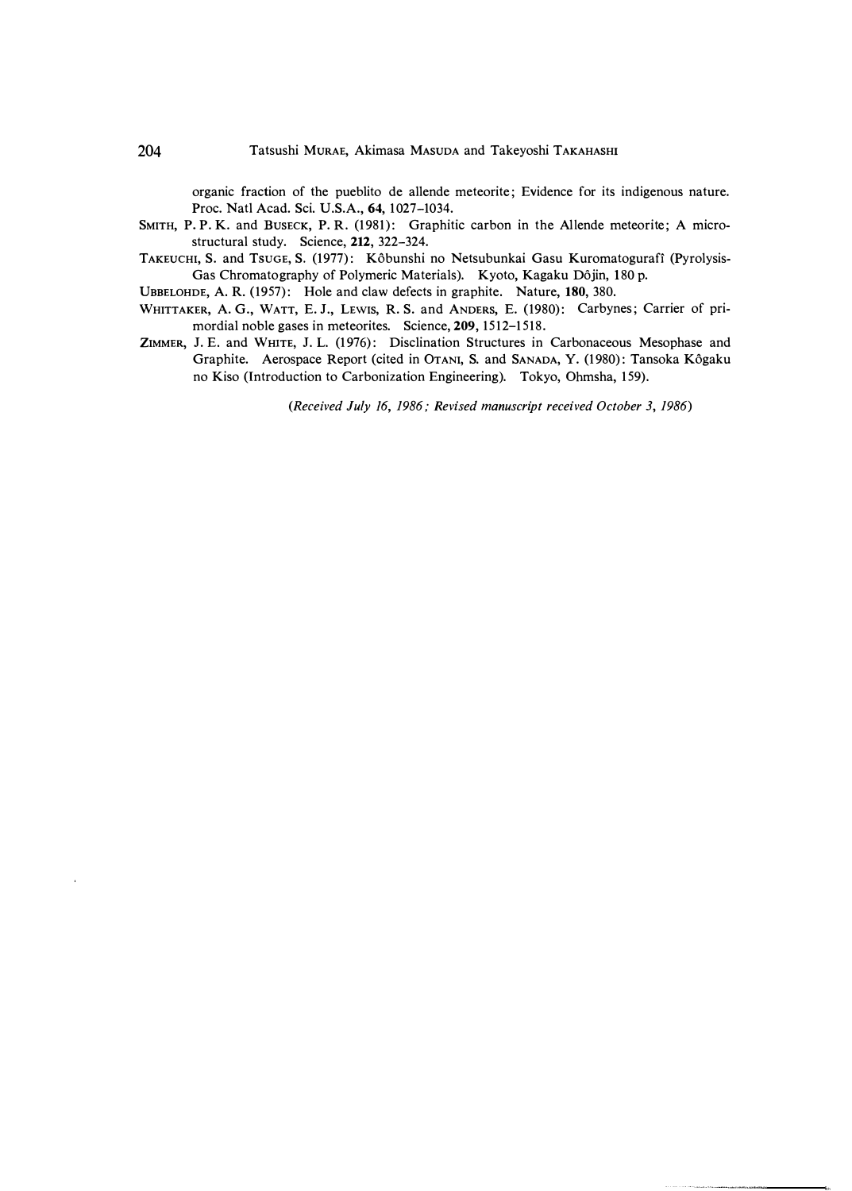organic fraction of the pueblito de allende meteorite; Evidence for its indigenous nature. Proc. Natl Acad. Sci. U.S.A., **64**, 1027–1034.

SMITH, P. P. K. and BUSECK, P. R. (1981): Graphitic carbon in the Allende meteorite; A microstructural study. Science, **212**, 322–324.

TAKEUCHI, S. and TSUGE, S. (1977): Kôbunshi no Netsubunkai Gasu Kuromatogurafî (Pyrolysis-Gas Chromatography of Polymeric Materials). Kyoto, Kagaku Dôjin, 180 p.

UBBELOHDE, A. R. (1957): Hole and claw defects in graphite. Nature, **180**, 380.

WHITTAKER, A. G., WATT, E. J., LEWIS, R. S. and ANDERS, E. (1980): Carbynes; Carrier of primordial noble gases in meteorites. Science, **209**, 1512–1518.

ZIMMER, J. E. and WHITE, J. L. (1976): Disclination Structures in Carbonaceous Mesophase and Graphite. Aerospace Report (cited in OTANI, S. and SANADA, Y. (1980): Tansoka Kôgaku no Kiso (Introduction to Carbonization Engineering). Tokyo, Ohmsha, 159).

*(Received July 16, 1986; Revised manuscript received October 3, 1986)*